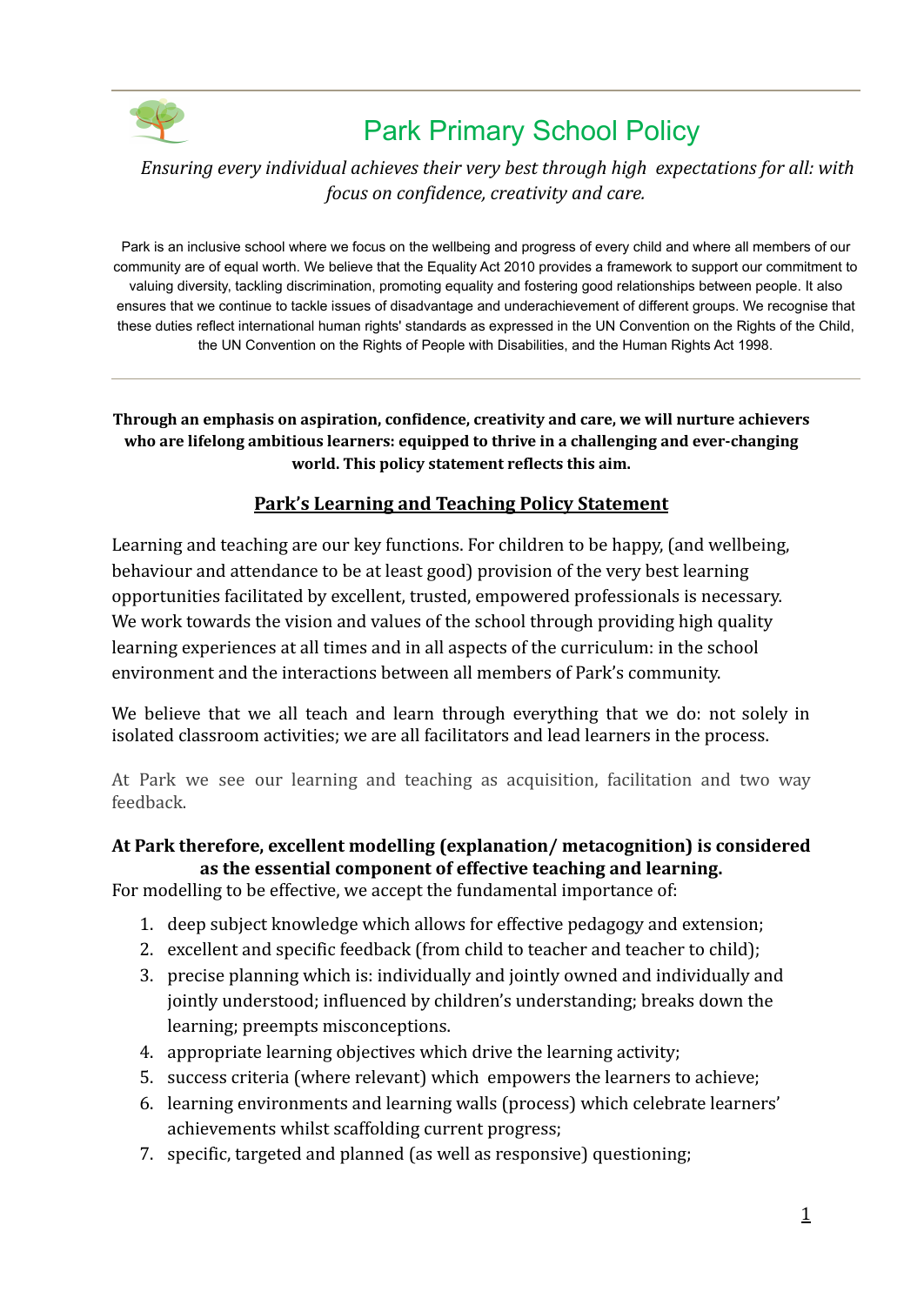# Park Primary School Policy

*Ensuring every individual achieves their very best through high expectations for all: with focus on confidence, creativity and care.*

Park is an inclusive school where we focus on the wellbeing and progress of every child and where all members of our community are of equal worth. We believe that the Equality Act 2010 provides a framework to support our commitment to valuing diversity, tackling discrimination, promoting equality and fostering good relationships between people. It also ensures that we continue to tackle issues of disadvantage and underachievement of different groups. We recognise that these duties reflect international human rights' standards as expressed in the UN Convention on the Rights of the Child, the UN Convention on the Rights of People with Disabilities, and the Human Rights Act 1998.

---

**Through an emphasis on aspiration, confidence, creativity and care, we will nurture achievers who are lifelong ambitious learners: equipped to thrive in a challenging and ever-changing world. This policy statement reflects this aim.**

## Park's Learning and Teaching Policy Statement

Learning and teaching are our key functions. For children to be happy, (and wellbeing, behaviour and attendance to be at least good) provision of the very best learning opportunities facilitated by excellent, trusted, empowered professionals is necessary. We work towards the vision and values of the school through providing high quality learning experiences at all times and in all aspects of the curriculum: in the school environment and the interactions between all members of Park's community.

We believe that we all teach and learn through everything that we do: not solely in isolated classroom activities; we are all facilitators and lead learners in the process.

At Park we see our learning and teaching as acquisition, facilitation and two way feedback.

**At Park therefore, excellent modelling (explanation/ metacognition) is considered as the essential component of effective teaching and learning.**

For modelling to be effective, we accept the fundamental importance of:

1. deep subject knowledge which allows for effective pedagogy and extension;
2. excellent and specific feedback (from child to teacher and teacher to child);
3. precise planning which is: individually and jointly owned and individually and jointly understood; influenced by children's understanding; breaks down the learning; preempts misconceptions.
4. appropriate learning objectives which drive the learning activity;
5. success criteria (where relevant) which empowers the learners to achieve;
6. learning environments and learning walls (process) which celebrate learners' achievements whilst scaffolding current progress;
7. specific, targeted and planned (as well as responsive) questioning;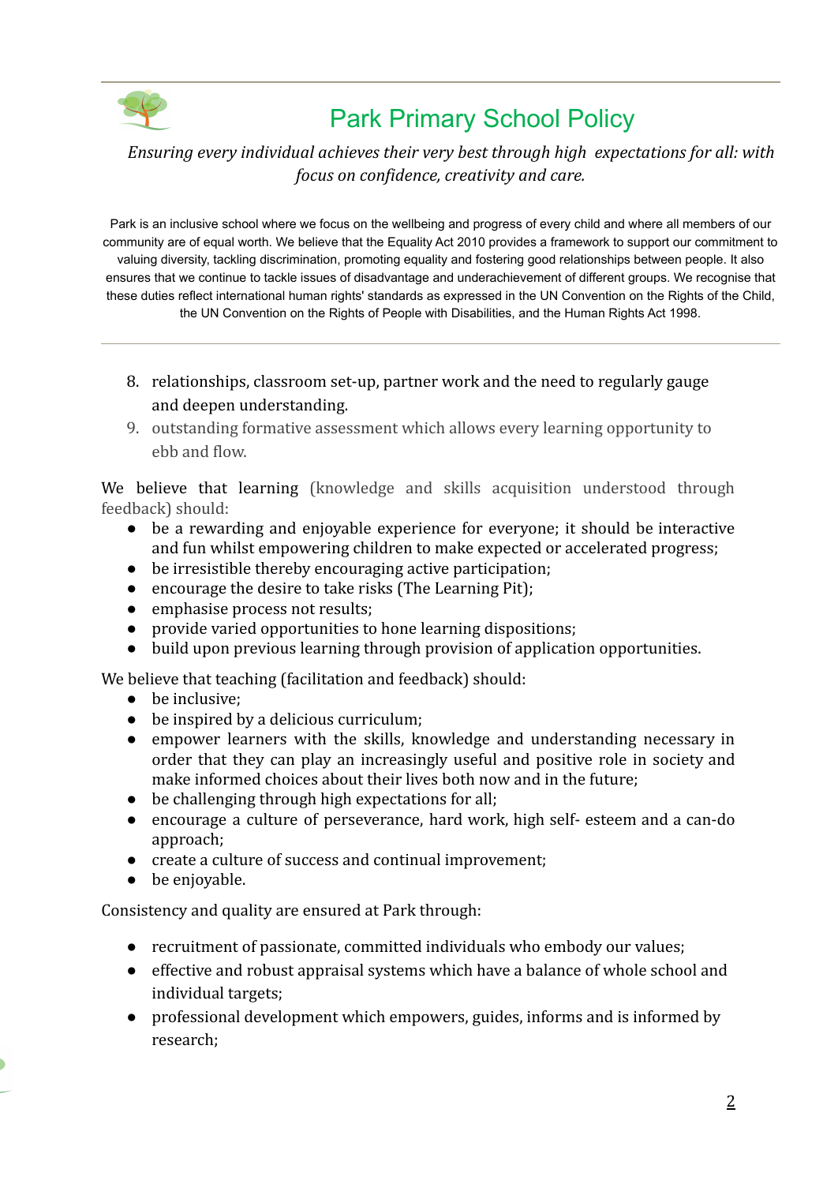8. relationships, classroom set-up, partner work and the need to regularly gauge and deepen understanding.
9. outstanding formative assessment which allows every learning opportunity to ebb and flow.

We believe that learning (knowledge and skills acquisition understood through feedback) should:

- be a rewarding and enjoyable experience for everyone; it should be interactive and fun whilst empowering children to make expected or accelerated progress;
- be irresistible thereby encouraging active participation;
- encourage the desire to take risks (The Learning Pit);
- emphasise process not results;
- provide varied opportunities to hone learning dispositions;
- build upon previous learning through provision of application opportunities.

We believe that teaching (facilitation and feedback) should:

- be inclusive;
- be inspired by a delicious curriculum;
- empower learners with the skills, knowledge and understanding necessary in order that they can play an increasingly useful and positive role in society and make informed choices about their lives both now and in the future;
- be challenging through high expectations for all;
- encourage a culture of perseverance, hard work, high self- esteem and a can-do approach;
- create a culture of success and continual improvement;
- be enjoyable.

Consistency and quality are ensured at Park through:

- recruitment of passionate, committed individuals who embody our values;
- effective and robust appraisal systems which have a balance of whole school and individual targets;
- professional development which empowers, guides, informs and is informed by research;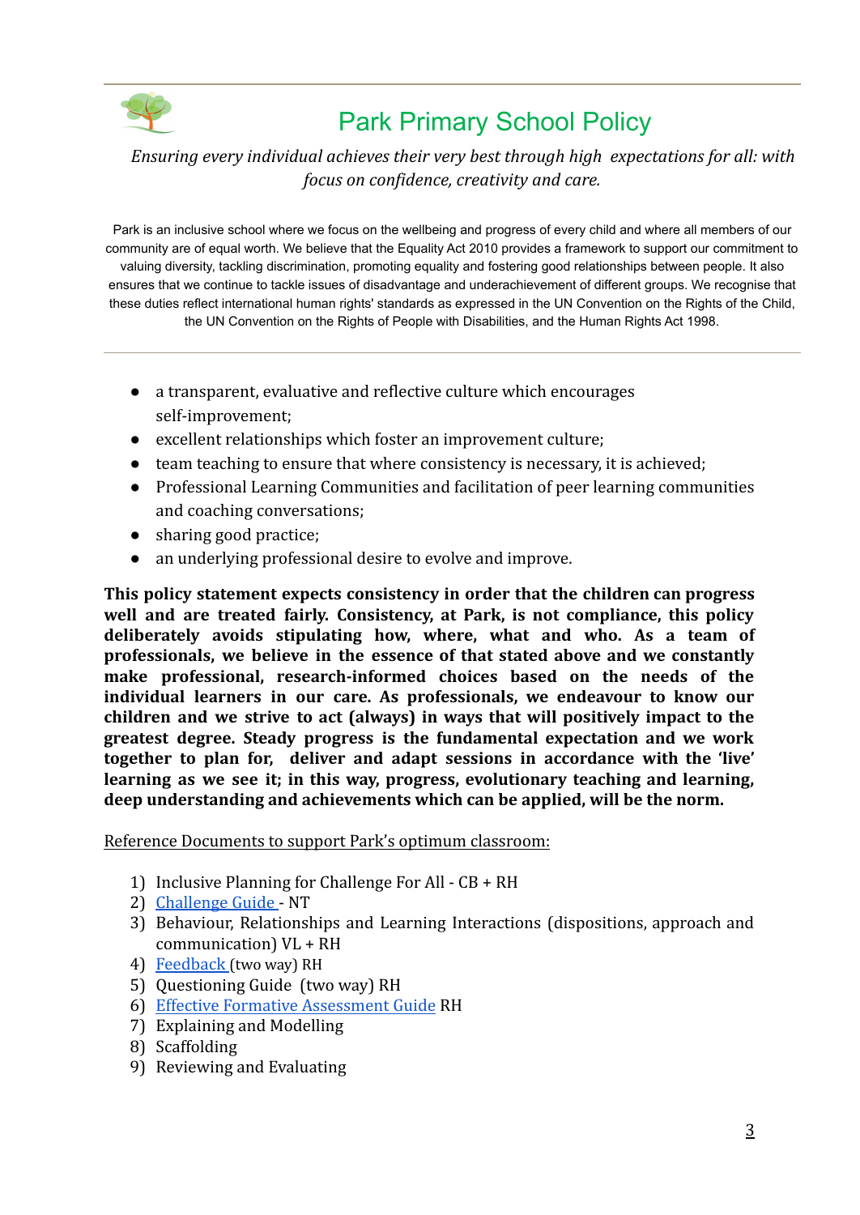# Park Primary School Policy

*Ensuring every individual achieves their very best through high expectations for all: with focus on confidence, creativity and care.*

Park is an inclusive school where we focus on the wellbeing and progress of every child and where all members of our community are of equal worth. We believe that the Equality Act 2010 provides a framework to support our commitment to valuing diversity, tackling discrimination, promoting equality and fostering good relationships between people. It also ensures that we continue to tackle issues of disadvantage and underachievement of different groups. We recognise that these duties reflect international human rights' standards as expressed in the UN Convention on the Rights of the Child, the UN Convention on the Rights of People with Disabilities, and the Human Rights Act 1998.

---

- a transparent, evaluative and reflective culture which encourages self-improvement;
- excellent relationships which foster an improvement culture;
- team teaching to ensure that where consistency is necessary, it is achieved;
- Professional Learning Communities and facilitation of peer learning communities and coaching conversations;
- sharing good practice;
- an underlying professional desire to evolve and improve.

**This policy statement expects consistency in order that the children can progress well and are treated fairly. Consistency, at Park, is not compliance, this policy deliberately avoids stipulating how, where, what and who. As a team of professionals, we believe in the essence of that stated above and we constantly make professional, research-informed choices based on the needs of the individual learners in our care. As professionals, we endeavour to know our children and we strive to act (always) in ways that will positively impact to the greatest degree. Steady progress is the fundamental expectation and we work together to plan for, deliver and adapt sessions in accordance with the 'live' learning as we see it; in this way, progress, evolutionary teaching and learning, deep understanding and achievements which can be applied, will be the norm.**

<u>Reference Documents to support Park's optimum classroom:</u>

1) Inclusive Planning for Challenge For All - CB + RH
2) Challenge Guide - NT
3) Behaviour, Relationships and Learning Interactions (dispositions, approach and communication) VL + RH
4) Feedback (two way) RH
5) Questioning Guide (two way) RH
6) Effective Formative Assessment Guide RH
7) Explaining and Modelling
8) Scaffolding
9) Reviewing and Evaluating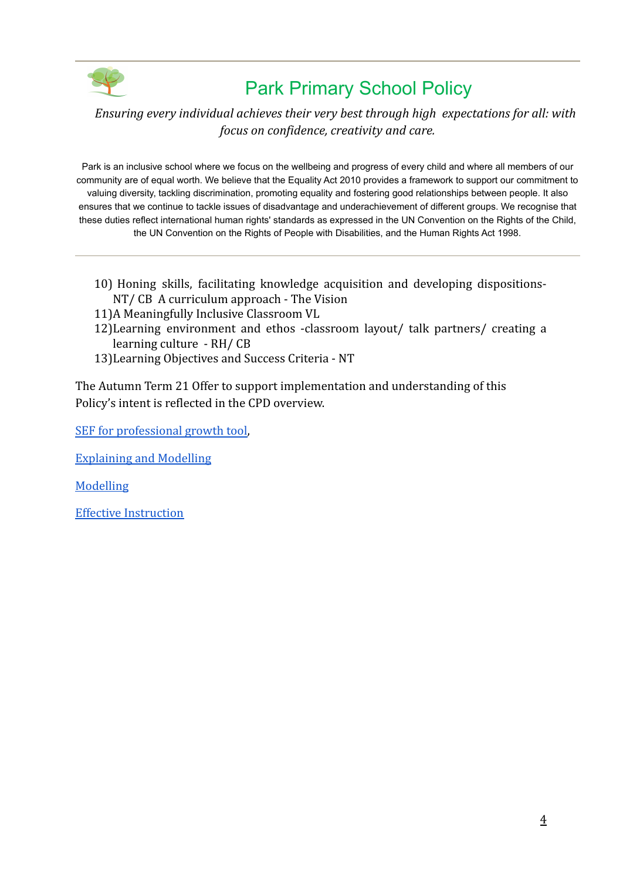# Park Primary School Policy

*Ensuring every individual achieves their very best through high expectations for all: with focus on confidence, creativity and care.*

Park is an inclusive school where we focus on the wellbeing and progress of every child and where all members of our community are of equal worth. We believe that the Equality Act 2010 provides a framework to support our commitment to valuing diversity, tackling discrimination, promoting equality and fostering good relationships between people. It also ensures that we continue to tackle issues of disadvantage and underachievement of different groups. We recognise that these duties reflect international human rights' standards as expressed in the UN Convention on the Rights of the Child, the UN Convention on the Rights of People with Disabilities, and the Human Rights Act 1998.

---

10) Honing skills, facilitating knowledge acquisition and developing dispositions- NT/ CB A curriculum approach - The Vision
11) A Meaningfully Inclusive Classroom VL
12) Learning environment and ethos -classroom layout/ talk partners/ creating a learning culture - RH/ CB
13) Learning Objectives and Success Criteria - NT

The Autumn Term 21 Offer to support implementation and understanding of this Policy's intent is reflected in the CPD overview.

SEF for professional growth tool,

Explaining and Modelling

Modelling

Effective Instruction